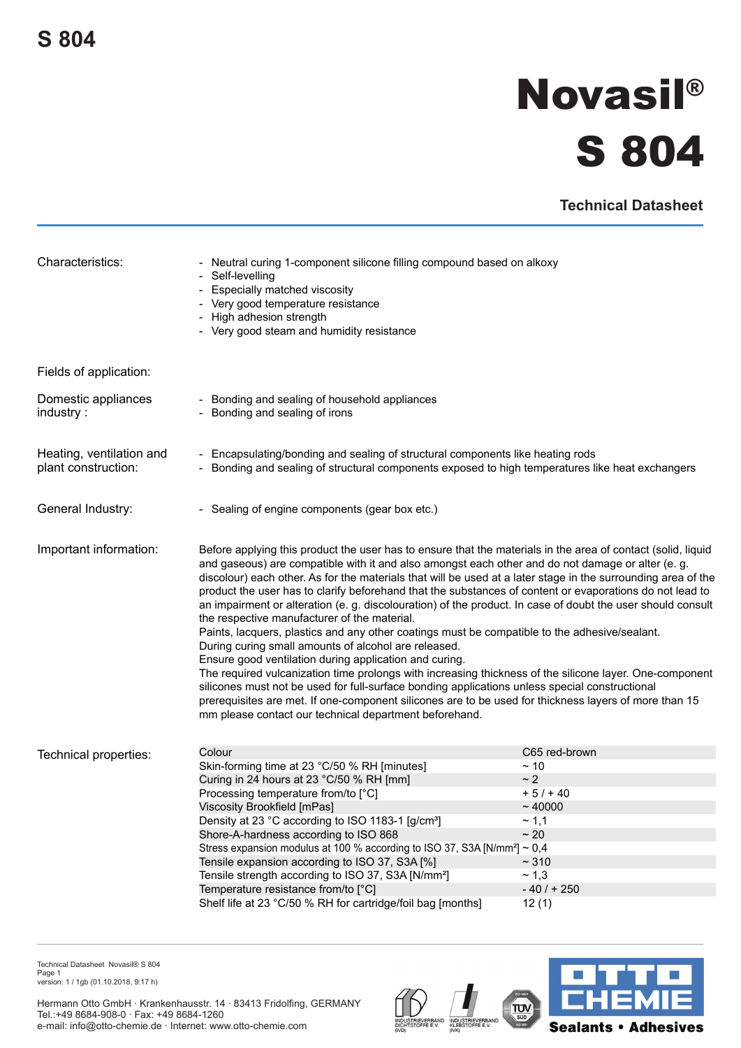# Novasil® S 804

## Technical Datasheet

**Characteristics:**

- Neutral curing 1-component silicone filling compound based on alkoxy
- Self-levelling
- Especially matched viscosity
- Very good temperature resistance
- High adhesion strength
- Very good steam and humidity resistance

**Fields of application:**

**Domestic appliances industry :**

- Bonding and sealing of household appliances
- Bonding and sealing of irons

**Heating, ventilation and plant construction:**

- Encapsulating/bonding and sealing of structural components like heating rods
- Bonding and sealing of structural components exposed to high temperatures like heat exchangers

**General Industry:**

- Sealing of engine components (gear box etc.)

**Important information:**

Before applying this product the user has to ensure that the materials in the area of contact (solid, liquid and gaseous) are compatible with it and also amongst each other and do not damage or alter (e. g. discolour) each other. As for the materials that will be used at a later stage in the surrounding area of the product the user has to clarify beforehand that the substances of content or evaporations do not lead to an impairment or alteration (e. g. discolouration) of the product. In case of doubt the user should consult the respective manufacturer of the material.
Paints, lacquers, plastics and any other coatings must be compatible to the adhesive/sealant.
During curing small amounts of alcohol are released.
Ensure good ventilation during application and curing.
The required vulcanization time prolongs with increasing thickness of the silicone layer. One-component silicones must not be used for full-surface bonding applications unless special constructional prerequisites are met. If one-component silicones are to be used for thickness layers of more than 15 mm please contact our technical department beforehand.

**Technical properties:**

| Property | Value |
|---|---|
| Colour | C65 red-brown |
| Skin-forming time at 23 °C/50 % RH [minutes] | ~ 10 |
| Curing in 24 hours at 23 °C/50 % RH [mm] | ~ 2 |
| Processing temperature from/to [°C] | + 5 / + 40 |
| Viscosity Brookfield [mPas] | ~ 40000 |
| Density at 23 °C according to ISO 1183-1 [g/cm³] | ~ 1,1 |
| Shore-A-hardness according to ISO 868 | ~ 20 |
| Stress expansion modulus at 100 % according to ISO 37, S3A [N/mm²] | ~ 0,4 |
| Tensile expansion according to ISO 37, S3A [%] | ~ 310 |
| Tensile strength according to ISO 37, S3A [N/mm²] | ~ 1,3 |
| Temperature resistance from/to [°C] | - 40 / + 250 |
| Shelf life at 23 °C/50 % RH for cartridge/foil bag [months] | 12 (1) |

Technical Datasheet Novasil® S 804
version: 1 / 1gb (01.10.2018, 9:17 h)

Hermann Otto GmbH · Krankenhausstr. 14 · 83413 Fridolfing, GERMANY
Tel.:+49 8684-908-0 · Fax: +49 8684-1260
e-mail: info@otto-chemie.de · Internet: www.otto-chemie.com

OTTO CHEMIE Sealants • Adhesives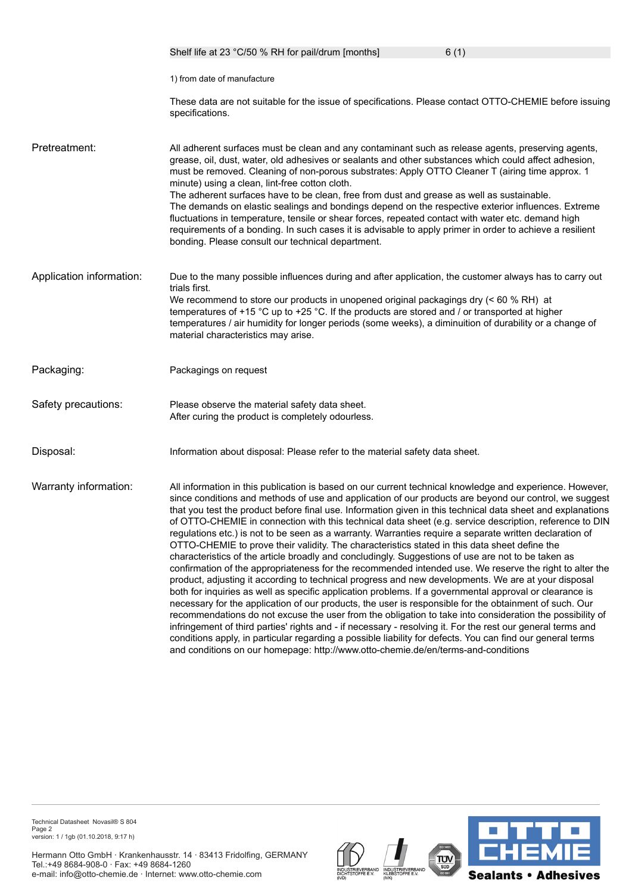| | |
|---|---|
| Shelf life at 23 °C/50 % RH for pail/drum [months] | 6 (1) |

1) from date of manufacture

These data are not suitable for the issue of specifications. Please contact OTTO-CHEMIE before issuing specifications.

**Pretreatment:**

All adherent surfaces must be clean and any contaminant such as release agents, preserving agents, grease, oil, dust, water, old adhesives or sealants and other substances which could affect adhesion, must be removed. Cleaning of non-porous substrates: Apply OTTO Cleaner T (airing time approx. 1 minute) using a clean, lint-free cotton cloth.
The adherent surfaces have to be clean, free from dust and grease as well as sustainable.
The demands on elastic sealings and bondings depend on the respective exterior influences. Extreme fluctuations in temperature, tensile or shear forces, repeated contact with water etc. demand high requirements of a bonding. In such cases it is advisable to apply primer in order to achieve a resilient bonding. Please consult our technical department.

**Application information:**

Due to the many possible influences during and after application, the customer always has to carry out trials first.
We recommend to store our products in unopened original packagings dry (< 60 % RH) at temperatures of +15 °C up to +25 °C. If the products are stored and / or transported at higher temperatures / air humidity for longer periods (some weeks), a diminuition of durability or a change of material characteristics may arise.

**Packaging:**

Packagings on request

**Safety precautions:**

Please observe the material safety data sheet.
After curing the product is completely odourless.

**Disposal:**

Information about disposal: Please refer to the material safety data sheet.

**Warranty information:**

All information in this publication is based on our current technical knowledge and experience. However, since conditions and methods of use and application of our products are beyond our control, we suggest that you test the product before final use. Information given in this technical data sheet and explanations of OTTO-CHEMIE in connection with this technical data sheet (e.g. service description, reference to DIN regulations etc.) is not to be seen as a warranty. Warranties require a separate written declaration of OTTO-CHEMIE to prove their validity. The characteristics stated in this data sheet define the characteristics of the article broadly and concludingly. Suggestions of use are not to be taken as confirmation of the appropriateness for the recommended intended use. We reserve the right to alter the product, adjusting it according to technical progress and new developments. We are at your disposal both for inquiries as well as specific application problems. If a governmental approval or clearance is necessary for the application of our products, the user is responsible for the obtainment of such. Our recommendations do not excuse the user from the obligation to take into consideration the possibility of infringement of third parties' rights and - if necessary - resolving it. For the rest our general terms and conditions apply, in particular regarding a possible liability for defects. You can find our general terms and conditions on our homepage: http://www.otto-chemie.de/en/terms-and-conditions

Technical Datasheet Novasil® S 804
version: 1 / 1gb (01.10.2018, 9:17 h)

Hermann Otto GmbH · Krankenhausstr. 14 · 83413 Fridolfing, GERMANY
Tel.:+49 8684-908-0 · Fax: +49 8684-1260
e-mail: info@otto-chemie.de · Internet: www.otto-chemie.com

INDUSTRIEVERBAND DICHTSTOFFE E.V. (IVD) · INDUSTRIEVERBAND KLEBSTOFFE E.V. (IVK) · TÜV SÜD · OTTO CHEMIE Sealants • Adhesives